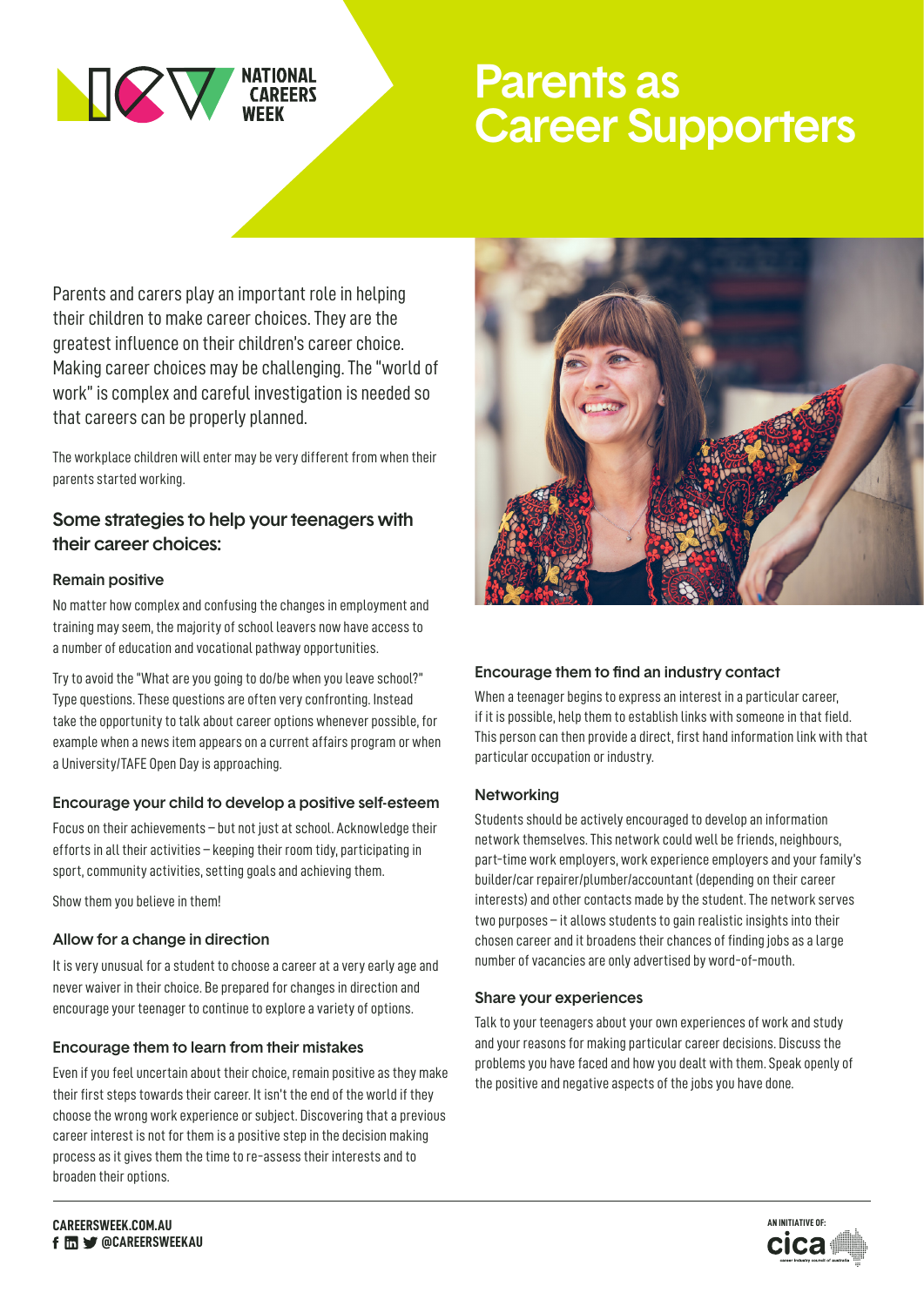# Parents as Career Supporters

Parents and carers play an important role in helping their children to make career choices. They are the greatest influence on their children's career choice. Making career choices may be challenging. The "world of work" is complex and careful investigation is needed so that careers can be properly planned.

The workplace children will enter may be very different from when their parents started working.

## Some strategies to help your teenagers with their career choices:

### Remain positive

No matter how complex and confusing the changes in employment and training may seem, the majority of school leavers now have access to a number of education and vocational pathway opportunities.

Try to avoid the "What are you going to do/be when you leave school?" Type questions. These questions are often very confronting. Instead take the opportunity to talk about career options whenever possible, for example when a news item appears on a current affairs program or when a University/TAFE Open Day is approaching.

### Encourage your child to develop a positive self-esteem

Focus on their achievements – but not just at school. Acknowledge their efforts in all their activities – keeping their room tidy, participating in sport, community activities, setting goals and achieving them.

Show them you believe in them!

### Allow for a change in direction

It is very unusual for a student to choose a career at a very early age and never waiver in their choice. Be prepared for changes in direction and encourage your teenager to continue to explore a variety of options.

### Encourage them to learn from their mistakes

Even if you feel uncertain about their choice, remain positive as they make their first steps towards their career. It isn't the end of the world if they choose the wrong work experience or subject. Discovering that a previous career interest is not for them is a positive step in the decision making process as it gives them the time to re-assess their interests and to broaden their options.

### Encourage them to find an industry contact

When a teenager begins to express an interest in a particular career, if it is possible, help them to establish links with someone in that field. This person can then provide a direct, first hand information link with that particular occupation or industry.

### Networking

Students should be actively encouraged to develop an information network themselves. This network could well be friends, neighbours, part-time work employers, work experience employers and your family's builder/car repairer/plumber/accountant (depending on their career interests) and other contacts made by the student. The network serves two purposes – it allows students to gain realistic insights into their chosen career and it broadens their chances of finding jobs as a large number of vacancies are only advertised by word-of-mouth.

### Share your experiences

Talk to your teenagers about your own experiences of work and study and your reasons for making particular career decisions. Discuss the problems you have faced and how you dealt with them. Speak openly of the positive and negative aspects of the jobs you have done.

CAREERSWEEK.COM.AU
@CAREERSWEEKAU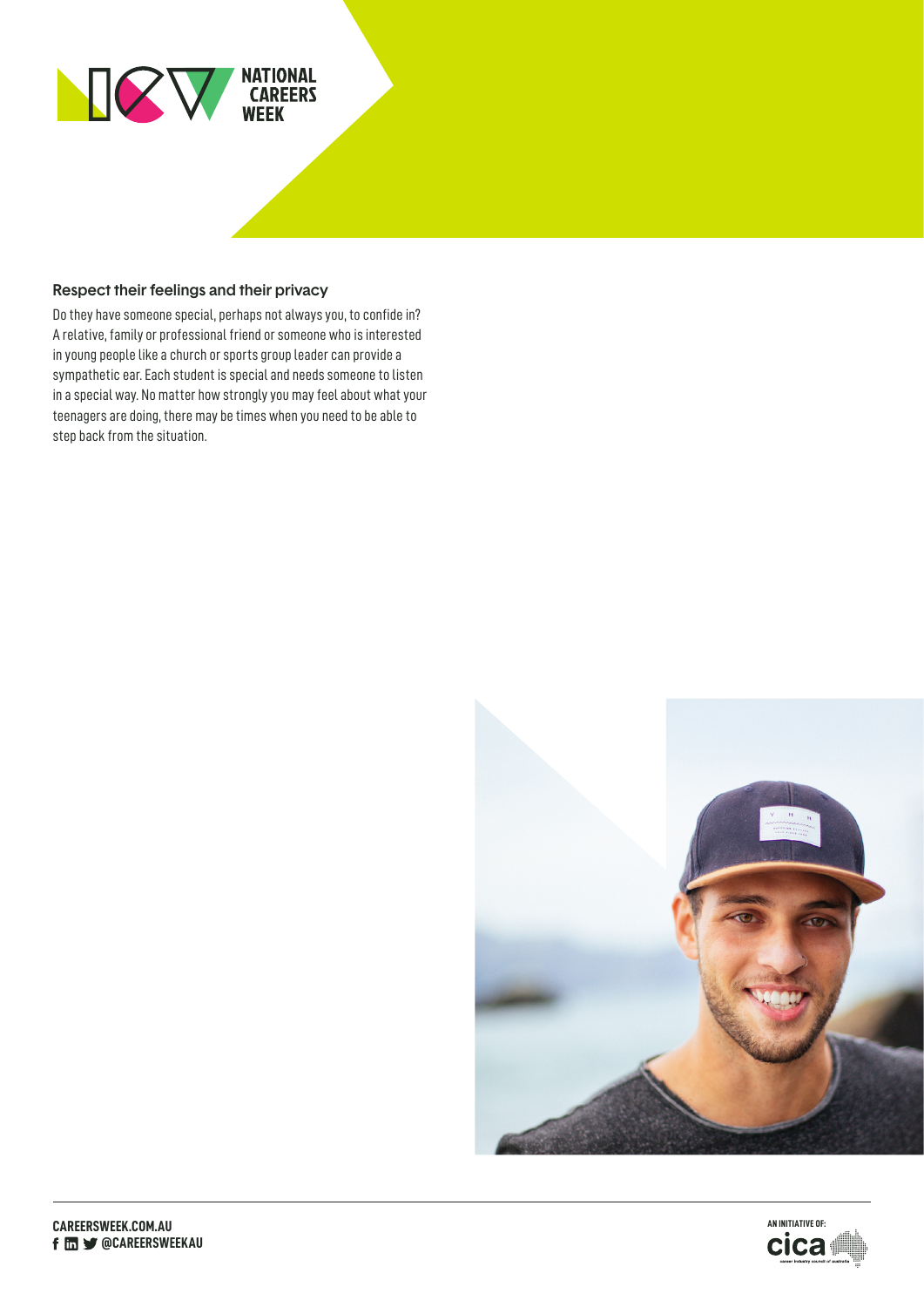### Respect their feelings and their privacy

Do they have someone special, perhaps not always you, to confide in? A relative, family or professional friend or someone who is interested in young people like a church or sports group leader can provide a sympathetic ear. Each student is special and needs someone to listen in a special way. No matter how strongly you may feel about what your teenagers are doing, there may be times when you need to be able to step back from the situation.